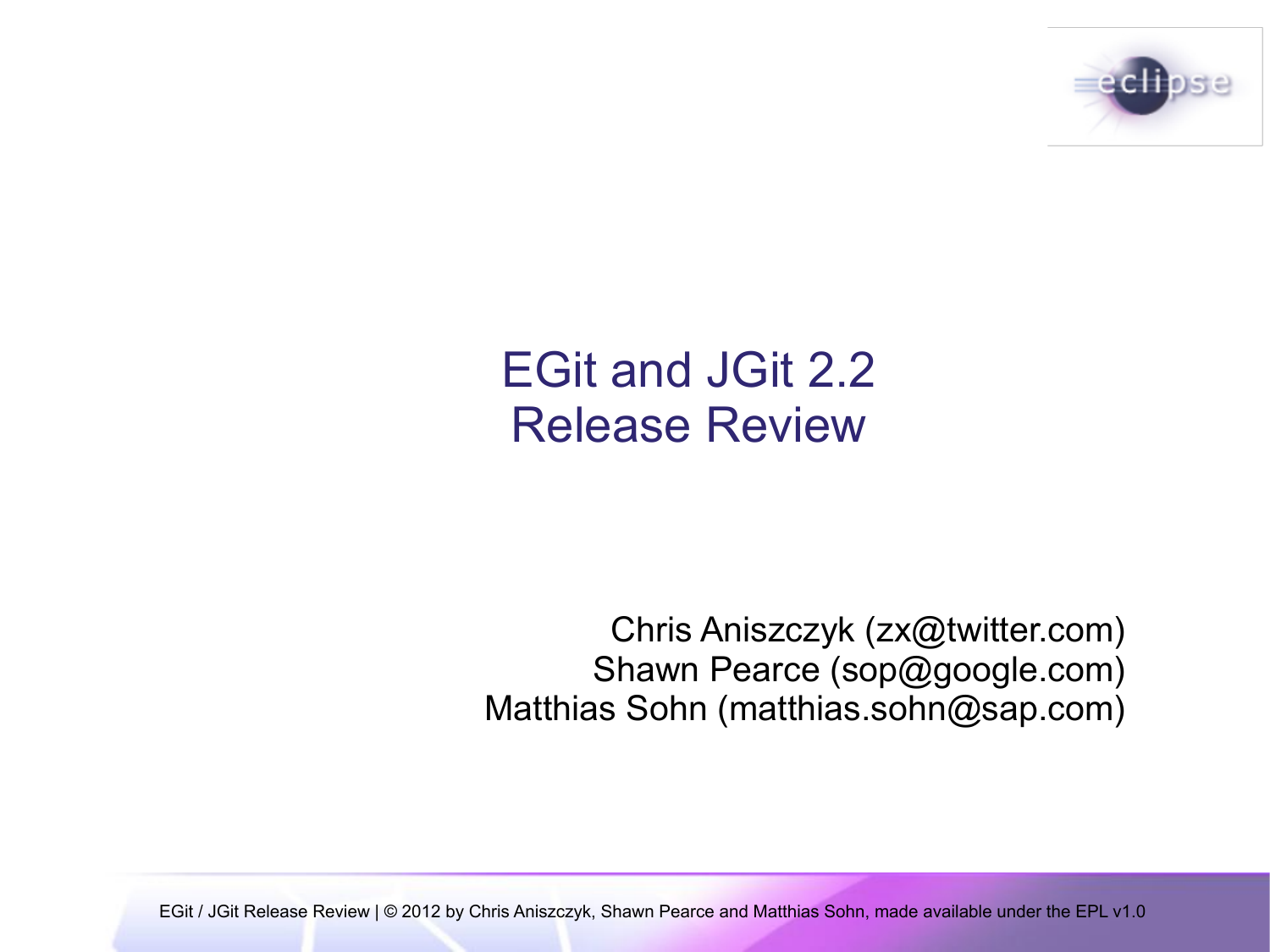# EGit and JGit 2.2 Release Review

Chris Aniszczyk (zx@twitter.com)
Shawn Pearce (sop@google.com)
Matthias Sohn (matthias.sohn@sap.com)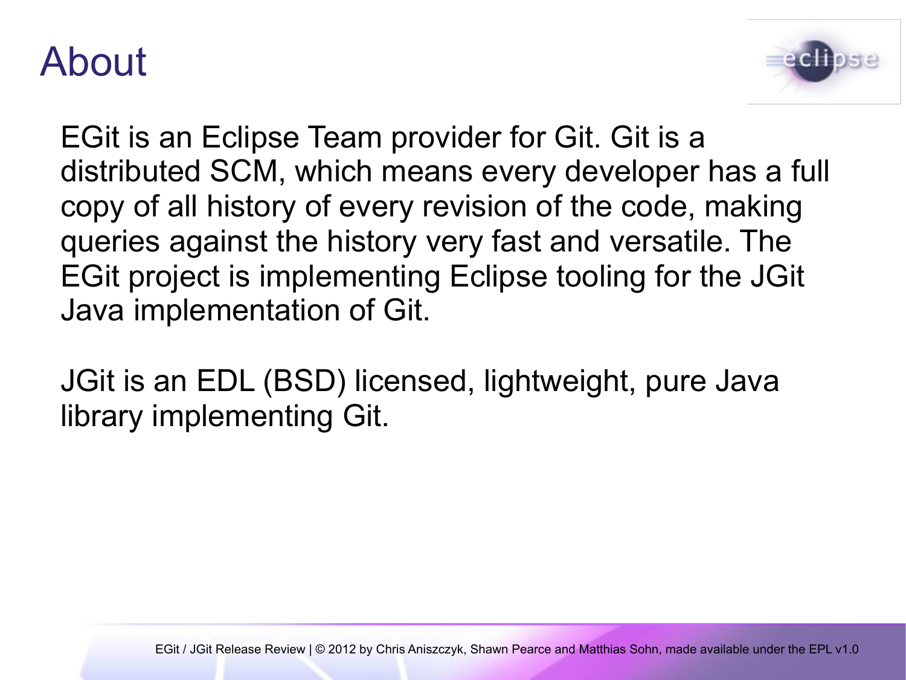# About

EGit is an Eclipse Team provider for Git. Git is a distributed SCM, which means every developer has a full copy of all history of every revision of the code, making queries against the history very fast and versatile. The EGit project is implementing Eclipse tooling for the JGit Java implementation of Git.

JGit is an EDL (BSD) licensed, lightweight, pure Java library implementing Git.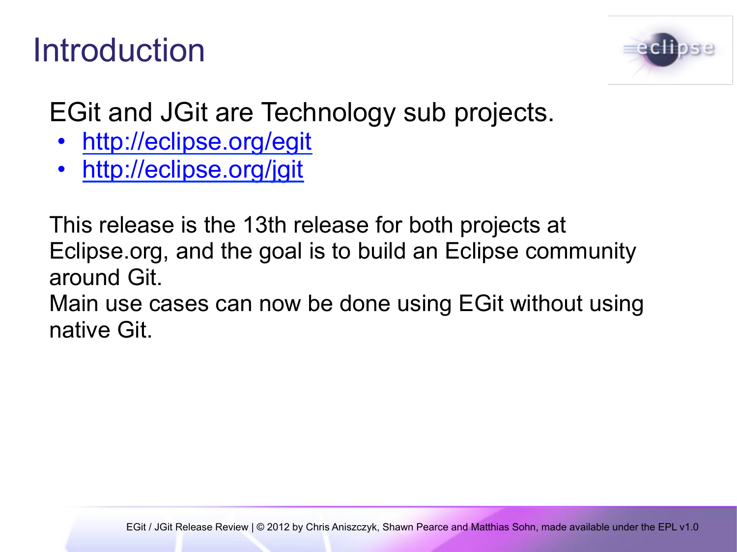# Introduction

EGit and JGit are Technology sub projects.

- http://eclipse.org/egit
- http://eclipse.org/jgit

This release is the 13th release for both projects at Eclipse.org, and the goal is to build an Eclipse community around Git.

Main use cases can now be done using EGit without using native Git.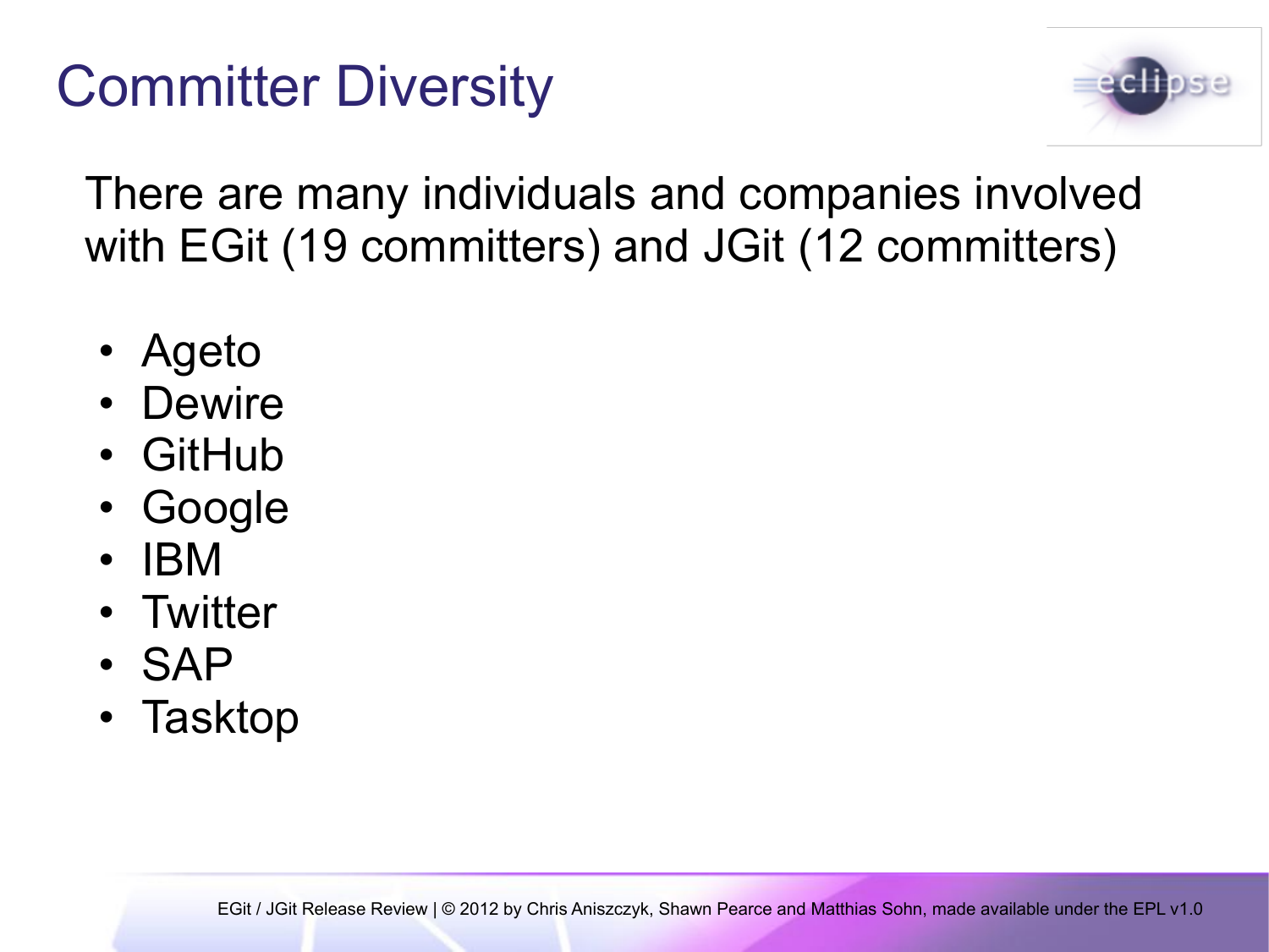# Committer Diversity

There are many individuals and companies involved with EGit (19 committers) and JGit (12 committers)

- Ageto
- Dewire
- GitHub
- Google
- IBM
- Twitter
- SAP
- Tasktop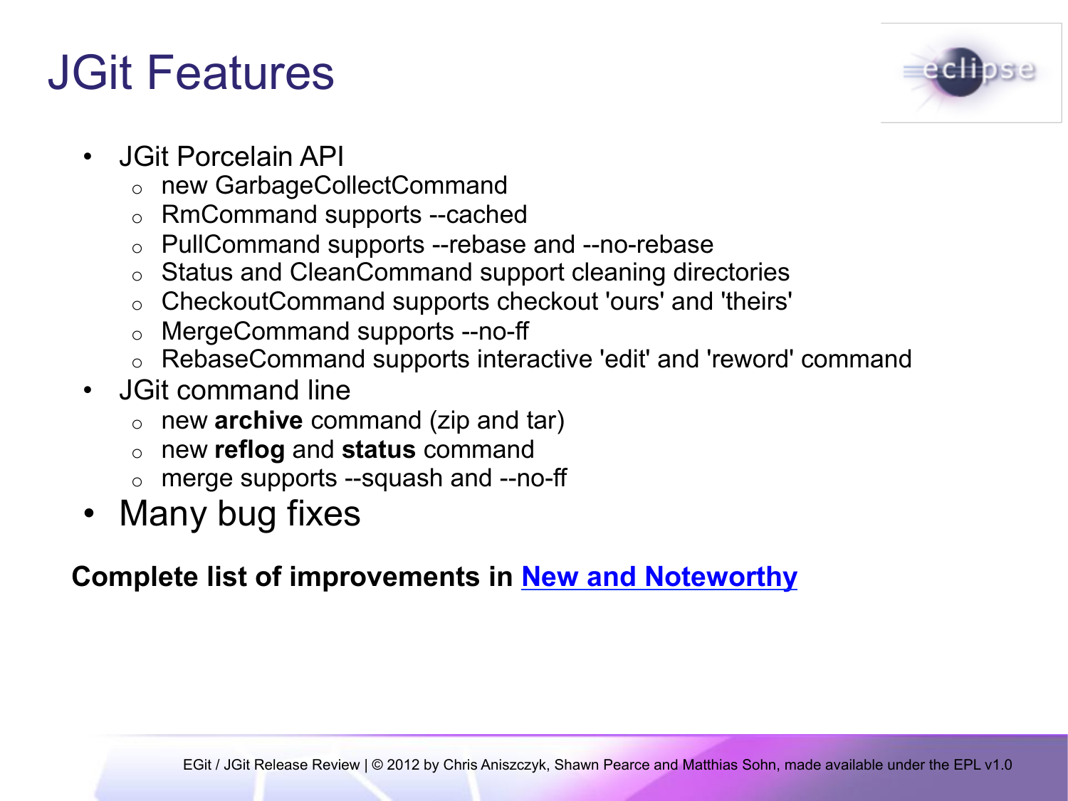# JGit Features

- JGit Porcelain API
  - new GarbageCollectCommand
  - RmCommand supports --cached
  - PullCommand supports --rebase and --no-rebase
  - Status and CleanCommand support cleaning directories
  - CheckoutCommand supports checkout 'ours' and 'theirs'
  - MergeCommand supports --no-ff
  - RebaseCommand supports interactive 'edit' and 'reword' command
- JGit command line
  - new **archive** command (zip and tar)
  - new **reflog** and **status** command
  - merge supports --squash and --no-ff
- Many bug fixes

**Complete list of improvements in New and Noteworthy**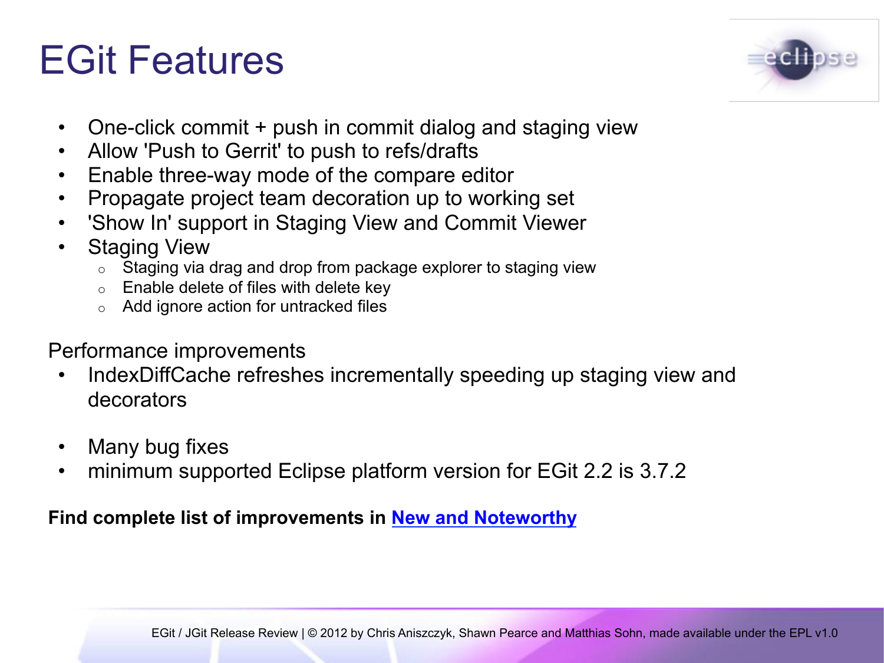# EGit Features

- One-click commit + push in commit dialog and staging view
- Allow 'Push to Gerrit' to push to refs/drafts
- Enable three-way mode of the compare editor
- Propagate project team decoration up to working set
- 'Show In' support in Staging View and Commit Viewer
- Staging View
  - Staging via drag and drop from package explorer to staging view
  - Enable delete of files with delete key
  - Add ignore action for untracked files

Performance improvements

- IndexDiffCache refreshes incrementally speeding up staging view and decorators

- Many bug fixes
- minimum supported Eclipse platform version for EGit 2.2 is 3.7.2

**Find complete list of improvements in New and Noteworthy**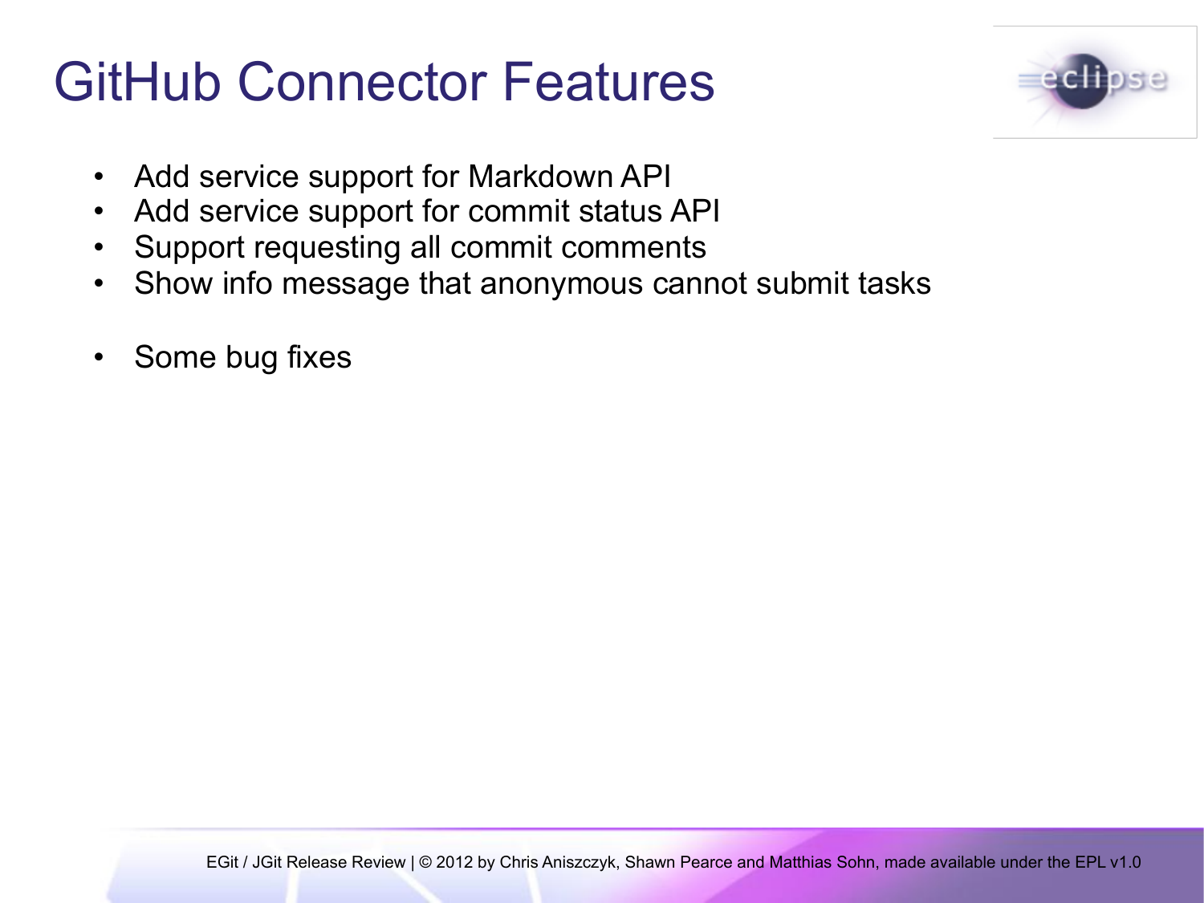# GitHub Connector Features

- Add service support for Markdown API
- Add service support for commit status API
- Support requesting all commit comments
- Show info message that anonymous cannot submit tasks

- Some bug fixes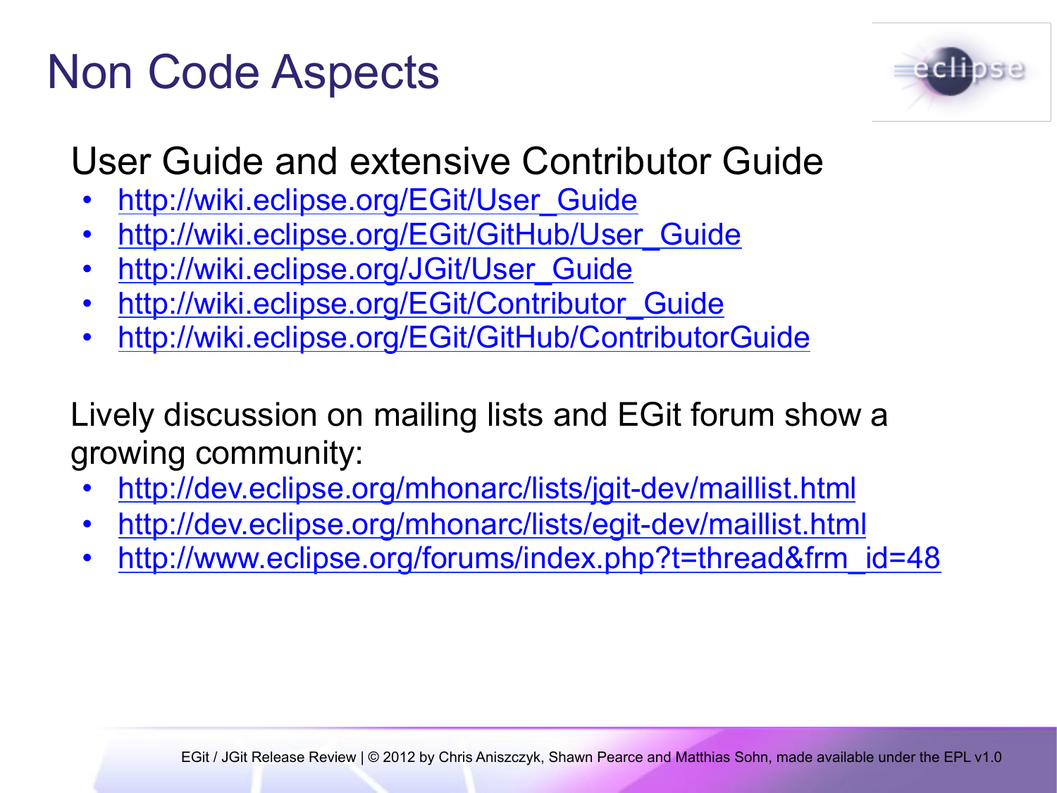# Non Code Aspects

User Guide and extensive Contributor Guide

- http://wiki.eclipse.org/EGit/User_Guide
- http://wiki.eclipse.org/EGit/GitHub/User_Guide
- http://wiki.eclipse.org/JGit/User_Guide
- http://wiki.eclipse.org/EGit/Contributor_Guide
- http://wiki.eclipse.org/EGit/GitHub/ContributorGuide

Lively discussion on mailing lists and EGit forum show a growing community:

- http://dev.eclipse.org/mhonarc/lists/jgit-dev/maillist.html
- http://dev.eclipse.org/mhonarc/lists/egit-dev/maillist.html
- http://www.eclipse.org/forums/index.php?t=thread&frm_id=48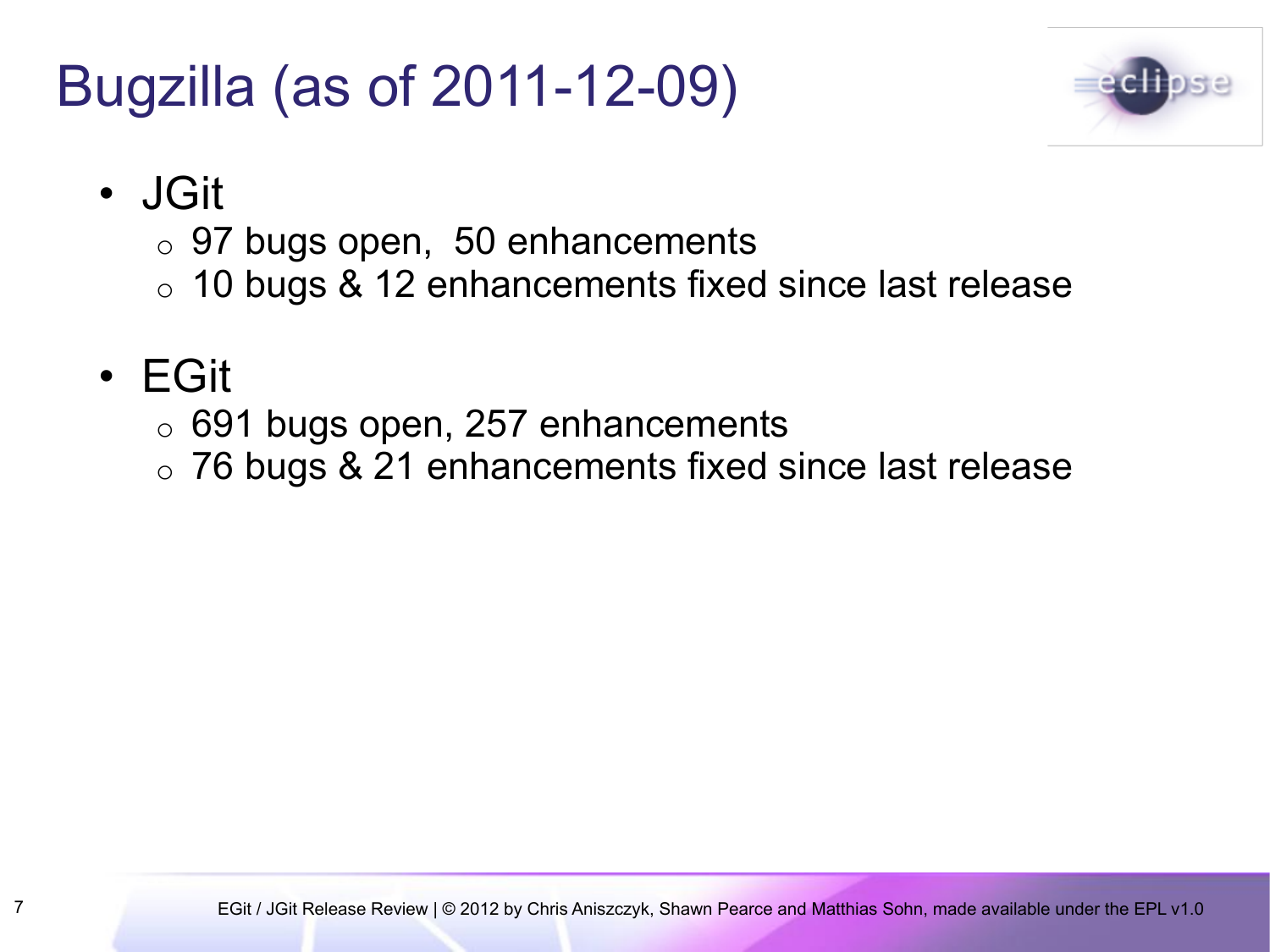# Bugzilla (as of 2011-12-09)

- JGit
  - 97 bugs open,  50 enhancements
  - 10 bugs & 12 enhancements fixed since last release
- EGit
  - 691 bugs open, 257 enhancements
  - 76 bugs & 21 enhancements fixed since last release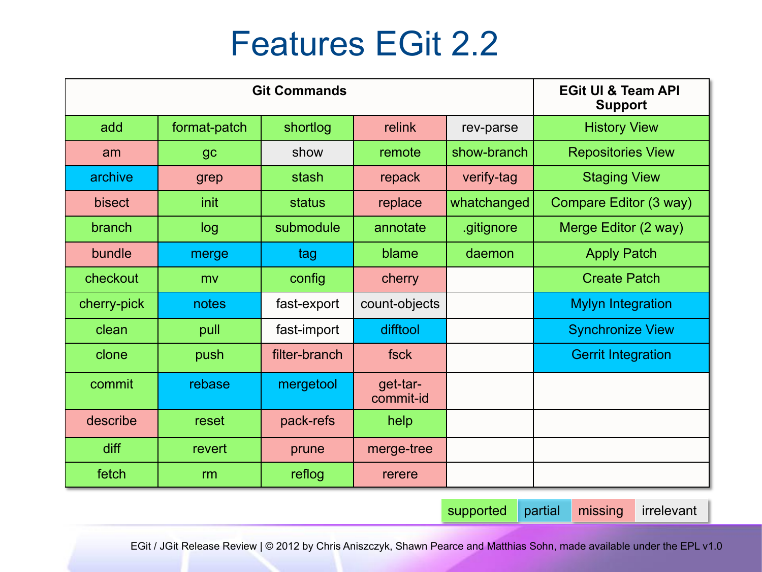# Features EGit 2.2

| Git Commands | | | | | EGit UI & Team API Support |
|---|---|---|---|---|---|
| add | format-patch | shortlog | relink | rev-parse | History View |
| am | gc | show | remote | show-branch | Repositories View |
| archive | grep | stash | repack | verify-tag | Staging View |
| bisect | init | status | replace | whatchanged | Compare Editor (3 way) |
| branch | log | submodule | annotate | .gitignore | Merge Editor (2 way) |
| bundle | merge | tag | blame | daemon | Apply Patch |
| checkout | mv | config | cherry | | Create Patch |
| cherry-pick | notes | fast-export | count-objects | | Mylyn Integration |
| clean | pull | fast-import | difftool | | Synchronize View |
| clone | push | filter-branch | fsck | | Gerrit Integration |
| commit | rebase | mergetool | get-tar-commit-id | | |
| describe | reset | pack-refs | help | | |
| diff | revert | prune | merge-tree | | |
| fetch | rm | reflog | rerere | | |

| supported | partial | missing | irrelevant |
|---|---|---|---|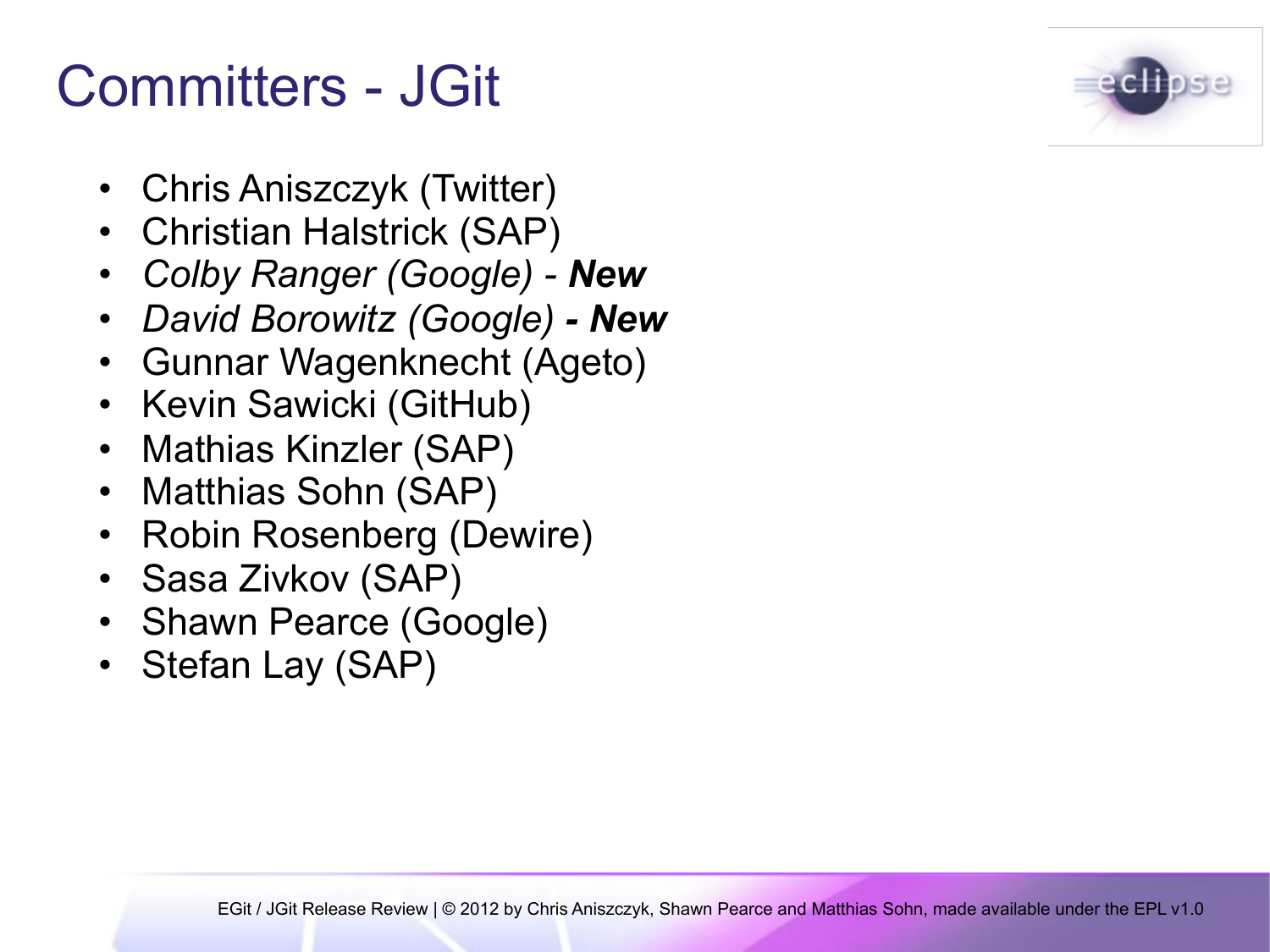# Committers - JGit

- Chris Aniszczyk (Twitter)
- Christian Halstrick (SAP)
- *Colby Ranger (Google) -* ***New***
- *David Borowitz (Google)* ***- New***
- Gunnar Wagenknecht (Ageto)
- Kevin Sawicki (GitHub)
- Mathias Kinzler (SAP)
- Matthias Sohn (SAP)
- Robin Rosenberg (Dewire)
- Sasa Zivkov (SAP)
- Shawn Pearce (Google)
- Stefan Lay (SAP)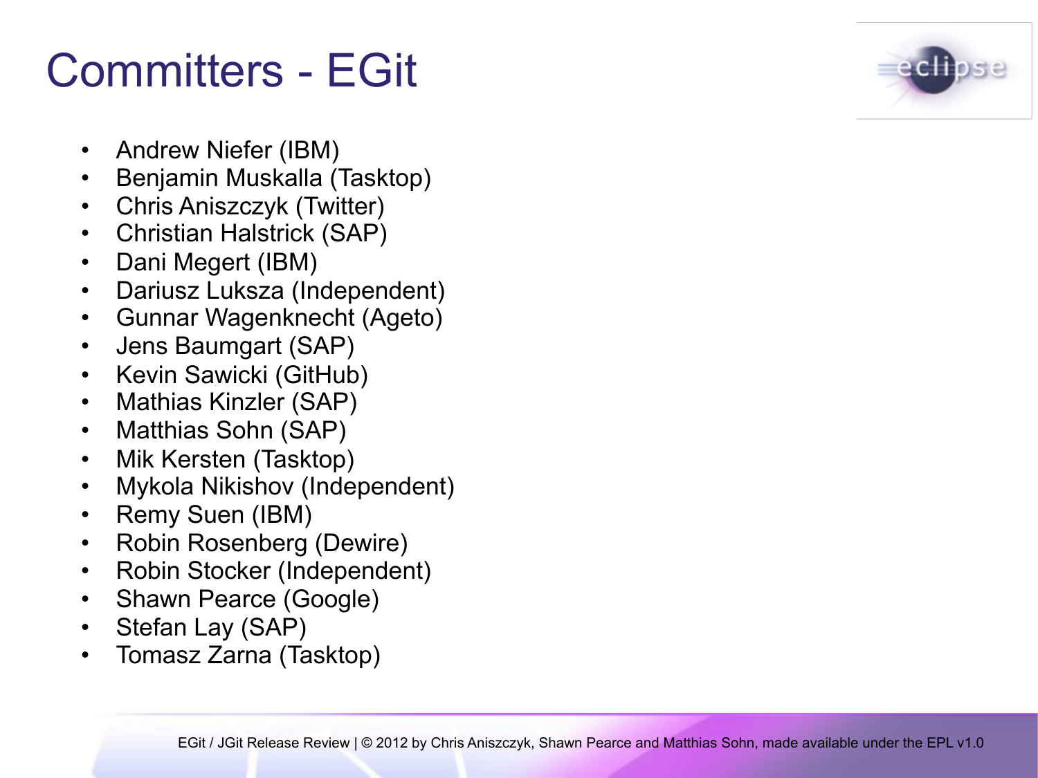# Committers - EGit

- Andrew Niefer (IBM)
- Benjamin Muskalla (Tasktop)
- Chris Aniszczyk (Twitter)
- Christian Halstrick (SAP)
- Dani Megert (IBM)
- Dariusz Luksza (Independent)
- Gunnar Wagenknecht (Ageto)
- Jens Baumgart (SAP)
- Kevin Sawicki (GitHub)
- Mathias Kinzler (SAP)
- Matthias Sohn (SAP)
- Mik Kersten (Tasktop)
- Mykola Nikishov (Independent)
- Remy Suen (IBM)
- Robin Rosenberg (Dewire)
- Robin Stocker (Independent)
- Shawn Pearce (Google)
- Stefan Lay (SAP)
- Tomasz Zarna (Tasktop)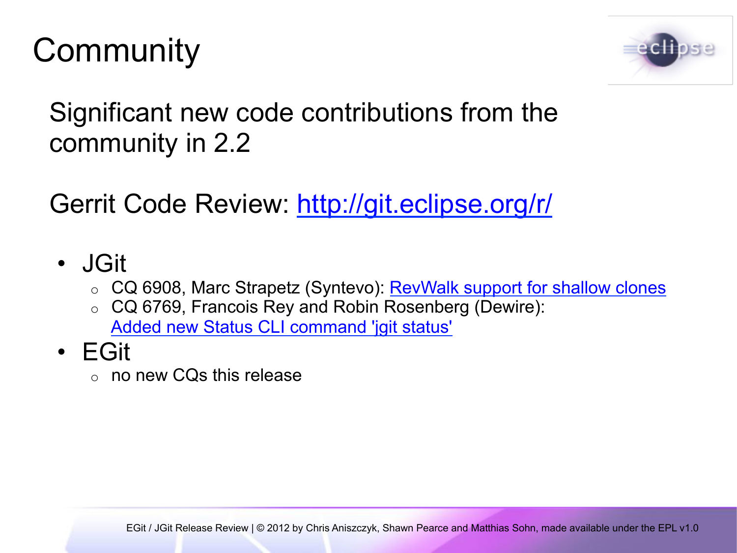# Community

Significant new code contributions from the community in 2.2

Gerrit Code Review: [http://git.eclipse.org/r/](http://git.eclipse.org/r/)

- JGit
  - CQ 6908, Marc Strapetz (Syntevo): RevWalk support for shallow clones
  - CQ 6769, Francois Rey and Robin Rosenberg (Dewire): Added new Status CLI command 'jgit status'
- EGit
  - no new CQs this release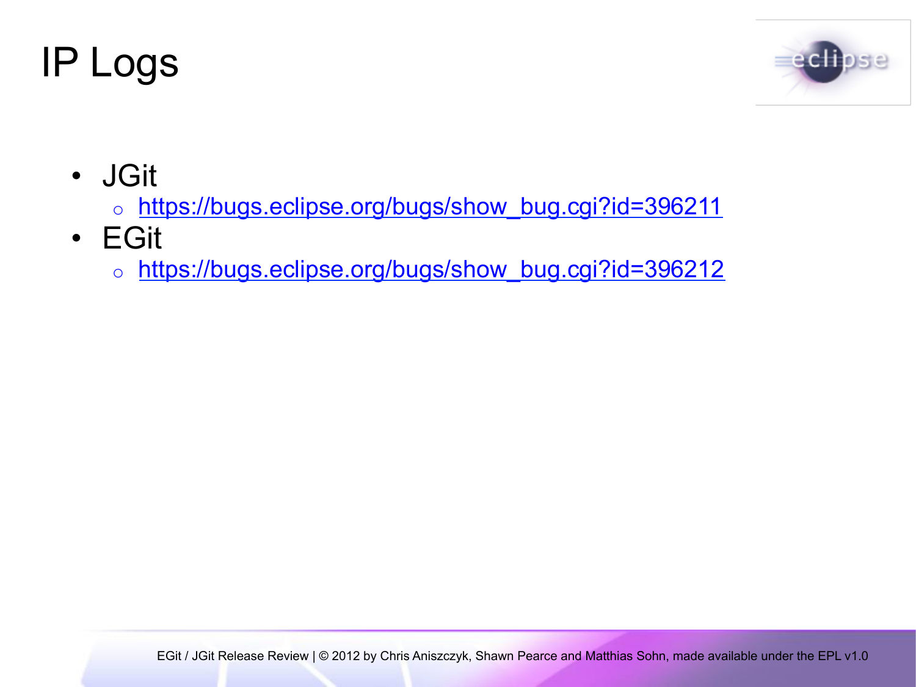# IP Logs

- JGit
  - https://bugs.eclipse.org/bugs/show_bug.cgi?id=396211
- EGit
  - https://bugs.eclipse.org/bugs/show_bug.cgi?id=396212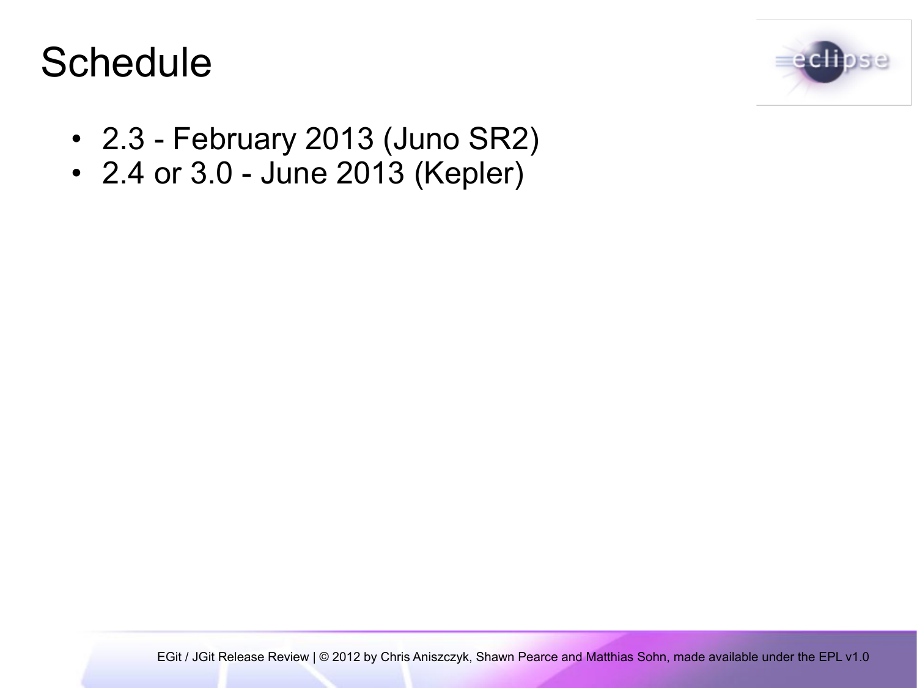# Schedule

- 2.3 - February 2013 (Juno SR2)
- 2.4 or 3.0 - June 2013 (Kepler)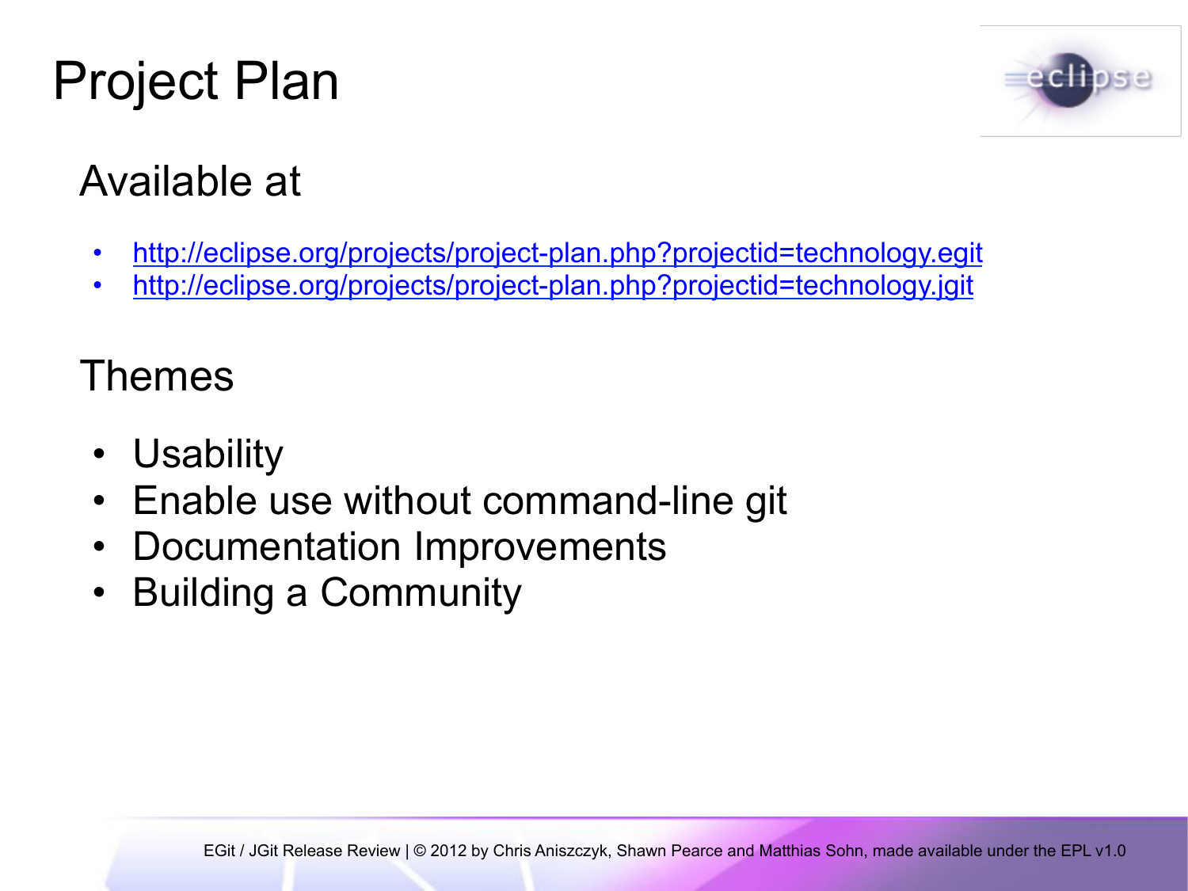# Project Plan

## Available at

- http://eclipse.org/projects/project-plan.php?projectid=technology.egit
- http://eclipse.org/projects/project-plan.php?projectid=technology.jgit

## Themes

- Usability
- Enable use without command-line git
- Documentation Improvements
- Building a Community